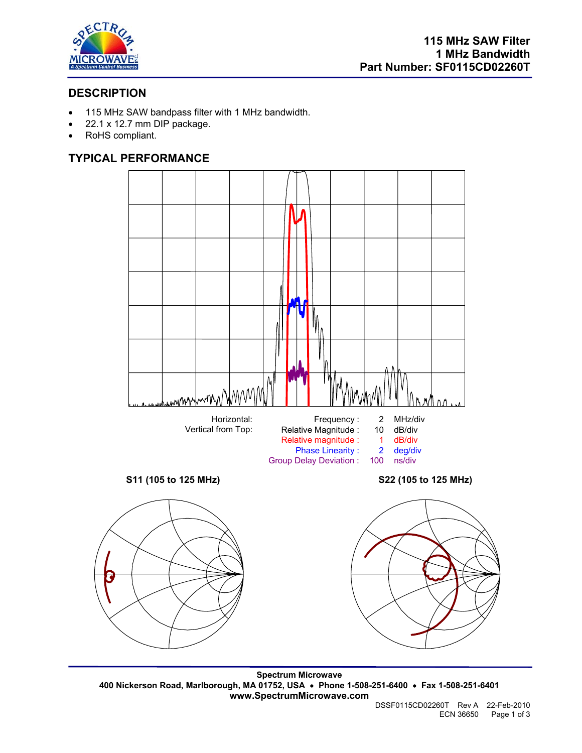# 115 MHz SAW Filter
# 1 MHz Bandwidth
# Part Number: SF0115CD02260T

## DESCRIPTION

- 115 MHz SAW bandpass filter with 1 MHz bandwidth.
- 22.1 x 12.7 mm DIP package.
- RoHS compliant.

## TYPICAL PERFORMANCE

| | | | |
|---|---|---|---|
| Horizontal: | Frequency : | 2 | MHz/div |
| Vertical from Top: | Relative Magnitude : | 10 | dB/div |
| | Relative magnitude : | 1 | dB/div |
| | Phase Linearity : | 2 | deg/div |
| | Group Delay Deviation : | 100 | ns/div |

**S11 (105 to 125 MHz)**

**S22 (105 to 125 MHz)**

**Spectrum Microwave**
**400 Nickerson Road, Marlborough, MA 01752, USA • Phone 1-508-251-6400 • Fax 1-508-251-6401**
**www.SpectrumMicrowave.com**

DSSF0115CD02260T Rev A 22-Feb-2010
ECN 36650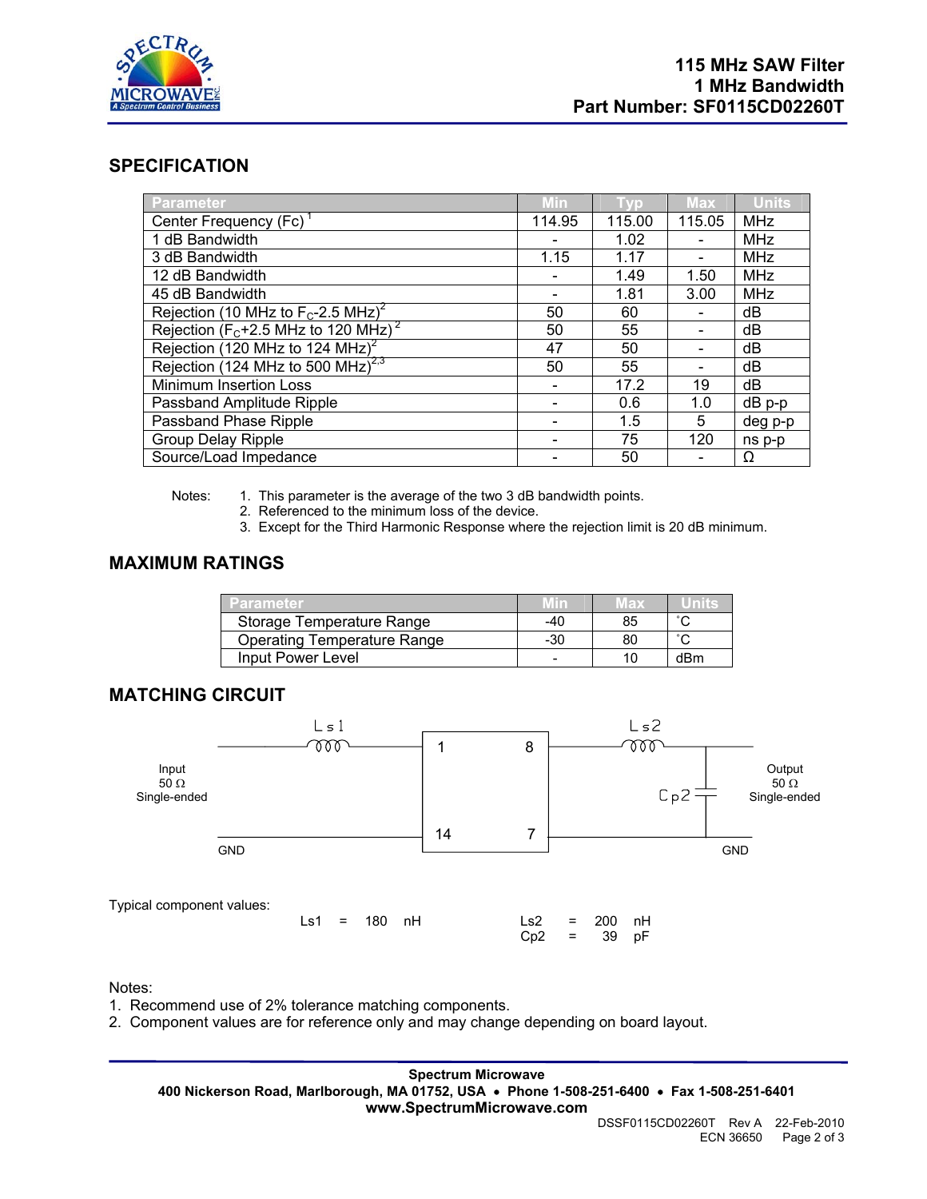# 115 MHz SAW Filter
# 1 MHz Bandwidth
# Part Number: SF0115CD02260T

## SPECIFICATION

| Parameter | Min | Typ | Max | Units |
|---|---|---|---|---|
| Center Frequency (Fc) [1] | 114.95 | 115.00 | 115.05 | MHz |
| 1 dB Bandwidth | - | 1.02 | - | MHz |
| 3 dB Bandwidth | 1.15 | 1.17 | - | MHz |
| 12 dB Bandwidth | - | 1.49 | 1.50 | MHz |
| 45 dB Bandwidth | - | 1.81 | 3.00 | MHz |
| Rejection (10 MHz to $F_C$-2.5 MHz) [2] | 50 | 60 | - | dB |
| Rejection ($F_C$+2.5 MHz to 120 MHz) [2] | 50 | 55 | - | dB |
| Rejection (120 MHz to 124 MHz) [2] | 47 | 50 | - | dB |
| Rejection (124 MHz to 500 MHz) [2,3] | 50 | 55 | - | dB |
| Minimum Insertion Loss | - | 17.2 | 19 | dB |
| Passband Amplitude Ripple | - | 0.6 | 1.0 | dB p-p |
| Passband Phase Ripple | - | 1.5 | 5 | deg p-p |
| Group Delay Ripple | - | 75 | 120 | ns p-p |
| Source/Load Impedance | - | 50 | - | Ω |

Notes:
1. This parameter is the average of the two 3 dB bandwidth points.
2. Referenced to the minimum loss of the device.
3. Except for the Third Harmonic Response where the rejection limit is 20 dB minimum.

## MAXIMUM RATINGS

| Parameter | Min | Max | Units |
|---|---|---|---|
| Storage Temperature Range | -40 | 85 | ˚C |
| Operating Temperature Range | -30 | 80 | ˚C |
| Input Power Level | - | 10 | dBm |

## MATCHING CIRCUIT

Input 50 Ω Single-ended — Ls1 — pin 1; pin 14 — GND; pin 8 — Ls2 — Output 50 Ω Single-ended, with Cp2 shunt to GND; pin 7 — GND

Typical component values:

Ls1 = 180 nH

Ls2 = 200 nH
Cp2 = 39 pF

Notes:
1. Recommend use of 2% tolerance matching components.
2. Component values are for reference only and may change depending on board layout.

**Spectrum Microwave**
**400 Nickerson Road, Marlborough, MA 01752, USA • Phone 1-508-251-6400 • Fax 1-508-251-6401**
**www.SpectrumMicrowave.com**

DSSF0115CD02260T Rev A 22-Feb-2010
ECN 36650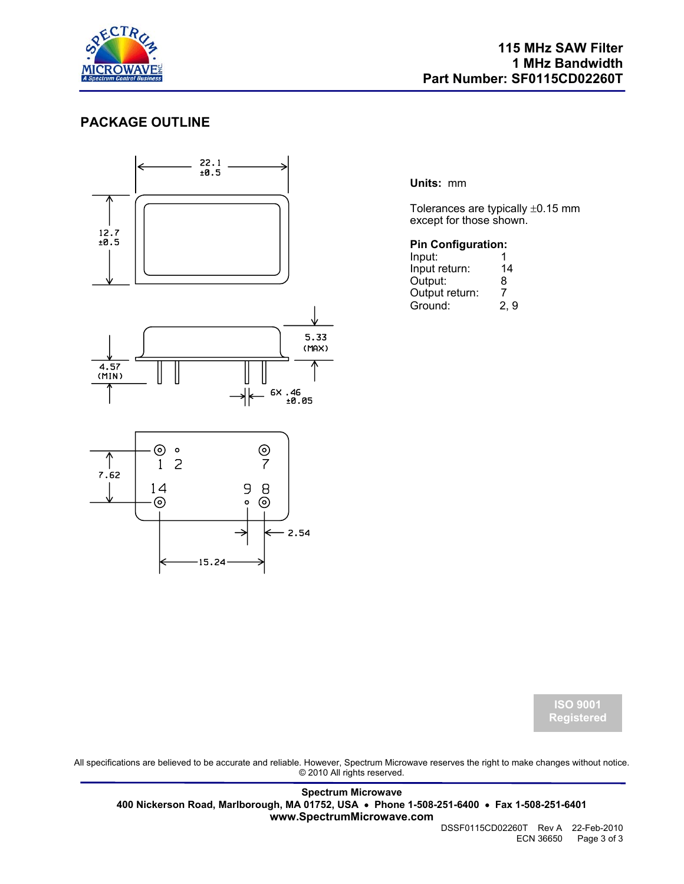## PACKAGE OUTLINE

22.1 ±0.5

12.7 ±0.5

5.33 (MAX)

4.57 (MIN)

6X .46 ±0.05

7.62

1 2 7

14 9 8

2.54

15.24

**Units:** mm

Tolerances are typically ±0.15 mm except for those shown.

**Pin Configuration:**

| | |
|---|---|
| Input: | 1 |
| Input return: | 14 |
| Output: | 8 |
| Output return: | 7 |
| Ground: | 2, 9 |

ISO 9001 Registered

All specifications are believed to be accurate and reliable. However, Spectrum Microwave reserves the right to make changes without notice.
© 2010 All rights reserved.

**Spectrum Microwave**
**400 Nickerson Road, Marlborough, MA 01752, USA • Phone 1-508-251-6400 • Fax 1-508-251-6401**
**www.SpectrumMicrowave.com**

DSSF0115CD02260T Rev A 22-Feb-2010
ECN 36650